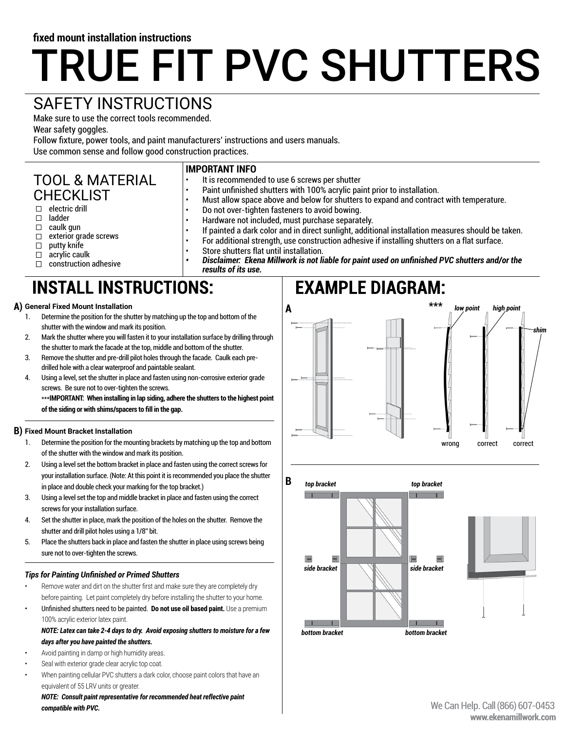fixed mount installation instructions

# TRUE FIT PVC SHUTTERS

## SAFETY INSTRUCTIONS

Make sure to use the correct tools recommended.
Wear safety goggles.
Follow fixture, power tools, and paint manufacturers' instructions and users manuals.
Use common sense and follow good construction practices.

## TOOL & MATERIAL CHECKLIST

- ☐ electric drill
- ☐ ladder
- ☐ caulk gun
- ☐ exterior grade screws
- ☐ putty knife
- ☐ acrylic caulk
- ☐ construction adhesive

**IMPORTANT INFO**

- It is recommended to use 6 screws per shutter
- Paint unfinished shutters with 100% acrylic paint prior to installation.
- Must allow space above and below for shutters to expand and contract with temperature.
- Do not over-tighten fasteners to avoid bowing.
- Hardware not included, must purchase separately.
- If painted a dark color and in direct sunlight, additional installation measures should be taken.
- For additional strength, use construction adhesive if installing shutters on a flat surface.
- Store shutters flat until installation.
- ***Disclaimer: Ekena Millwork is not liable for paint used on unfinished PVC shutters and/or the results of its use.***

## INSTALL INSTRUCTIONS:

**A) General Fixed Mount Installation**

1. Determine the position for the shutter by matching up the top and bottom of the shutter with the window and mark its position.
2. Mark the shutter where you will fasten it to your installation surface by drilling through the shutter to mark the facade at the top, middle and bottom of the shutter.
3. Remove the shutter and pre-drill pilot holes through the facade. Caulk each pre-drilled hole with a clear waterproof and paintable sealant.
4. Using a level, set the shutter in place and fasten using non-corrosive exterior grade screws. Be sure not to over-tighten the screws.
   ***IMPORTANT: When installing in lap siding, adhere the shutters to the highest point of the siding or with shims/spacers to fill in the gap.**

**B) Fixed Mount Bracket Installation**

1. Determine the position for the mounting brackets by matching up the top and bottom of the shutter with the window and mark its position.
2. Using a level set the bottom bracket in place and fasten using the correct screws for your installation surface. (Note: At this point it is recommended you place the shutter in place and double check your marking for the top bracket.)
3. Using a level set the top and middle bracket in place and fasten using the correct screws for your installation surface.
4. Set the shutter in place, mark the position of the holes on the shutter. Remove the shutter and drill pilot holes using a 1/8" bit.
5. Place the shutters back in place and fasten the shutter in place using screws being sure not to over-tighten the screws.

### *Tips for Painting Unfinished or Primed Shutters*

- Remove water and dirt on the shutter first and make sure they are completely dry before painting. Let paint completely dry before installing the shutter to your home.
- Unfinished shutters need to be painted. **Do not use oil based paint.** Use a premium 100% acrylic exterior latex paint.
  ***NOTE: Latex can take 2-4 days to dry. Avoid exposing shutters to moisture for a few days after you have painted the shutters.***
- Avoid painting in damp or high humidity areas.
- Seal with exterior grade clear acrylic top coat.
- When painting cellular PVC shutters a dark color, choose paint colors that have an equivalent of 55 LRV units or greater.
  ***NOTE: Consult paint representative for recommended heat reflective paint compatible with PVC.***

## EXAMPLE DIAGRAM:

**A**

*** low point high point shim

wrong correct correct

**B**

top bracket top bracket

side bracket side bracket

bottom bracket bottom bracket

We Can Help. Call (866) 607-0453
www.ekenamillwork.com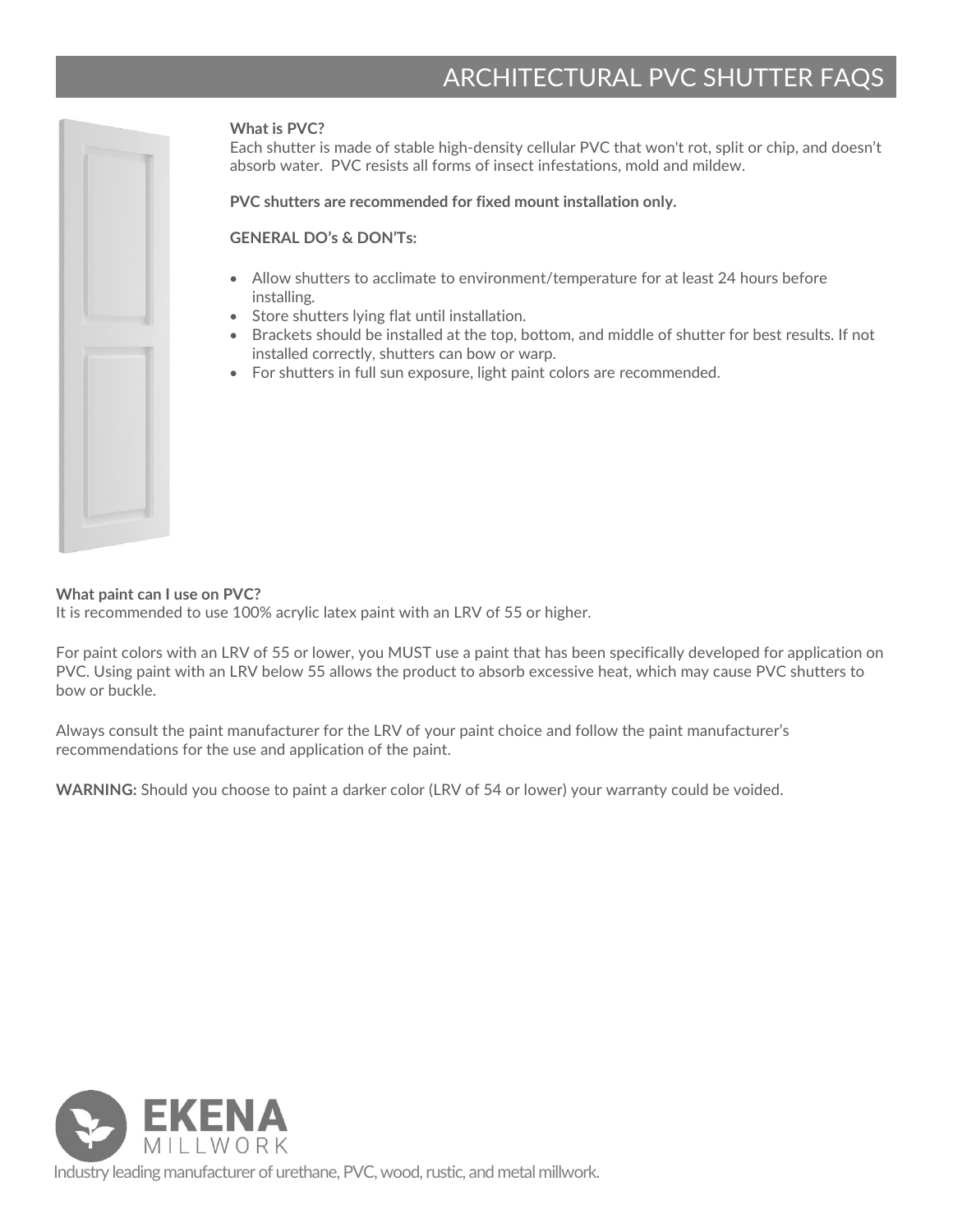# ARCHITECTURAL PVC SHUTTER FAQS

**What is PVC?**
Each shutter is made of stable high-density cellular PVC that won't rot, split or chip, and doesn't absorb water. PVC resists all forms of insect infestations, mold and mildew.

**PVC shutters are recommended for fixed mount installation only.**

**GENERAL DO's & DON'Ts:**

- Allow shutters to acclimate to environment/temperature for at least 24 hours before installing.
- Store shutters lying flat until installation.
- Brackets should be installed at the top, bottom, and middle of shutter for best results. If not installed correctly, shutters can bow or warp.
- For shutters in full sun exposure, light paint colors are recommended.

**What paint can I use on PVC?**
It is recommended to use 100% acrylic latex paint with an LRV of 55 or higher.

For paint colors with an LRV of 55 or lower, you MUST use a paint that has been specifically developed for application on PVC. Using paint with an LRV below 55 allows the product to absorb excessive heat, which may cause PVC shutters to bow or buckle.

Always consult the paint manufacturer for the LRV of your paint choice and follow the paint manufacturer's recommendations for the use and application of the paint.

**WARNING:** Should you choose to paint a darker color (LRV of 54 or lower) your warranty could be voided.

EKENA MILLWORK

Industry leading manufacturer of urethane, PVC, wood, rustic, and metal millwork.